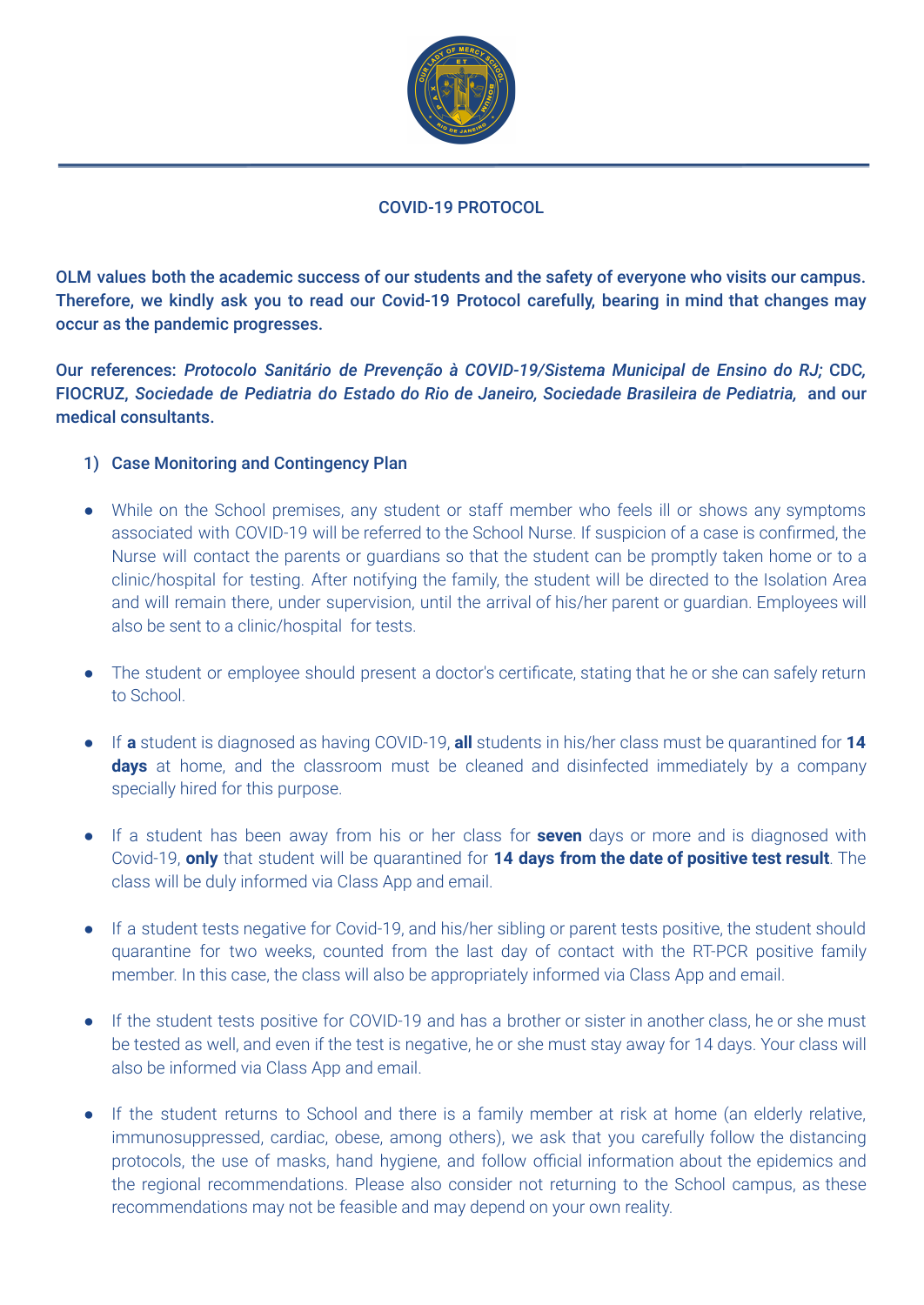## COVID-19 PROTOCOL

**OLM values both the academic success of our students and the safety of everyone who visits our campus. Therefore, we kindly ask you to read our Covid-19 Protocol carefully, bearing in mind that changes may occur as the pandemic progresses.**

**Our references:** ***Protocolo Sanitário de Prevenção à COVID-19/Sistema Municipal de Ensino do RJ;*** **CDC, FIOCRUZ,** ***Sociedade de Pediatria do Estado do Rio de Janeiro, Sociedade Brasileira de Pediatria,*** **and our medical consultants.**

### 1) Case Monitoring and Contingency Plan

- While on the School premises, any student or staff member who feels ill or shows any symptoms associated with COVID-19 will be referred to the School Nurse. If suspicion of a case is confirmed, the Nurse will contact the parents or guardians so that the student can be promptly taken home or to a clinic/hospital for testing. After notifying the family, the student will be directed to the Isolation Area and will remain there, under supervision, until the arrival of his/her parent or guardian. Employees will also be sent to a clinic/hospital for tests.

- The student or employee should present a doctor's certificate, stating that he or she can safely return to School.

- If **a** student is diagnosed as having COVID-19, **all** students in his/her class must be quarantined for **14 days** at home, and the classroom must be cleaned and disinfected immediately by a company specially hired for this purpose.

- If a student has been away from his or her class for **seven** days or more and is diagnosed with Covid-19, **only** that student will be quarantined for **14 days from the date of positive test result**. The class will be duly informed via Class App and email.

- If a student tests negative for Covid-19, and his/her sibling or parent tests positive, the student should quarantine for two weeks, counted from the last day of contact with the RT-PCR positive family member. In this case, the class will also be appropriately informed via Class App and email.

- If the student tests positive for COVID-19 and has a brother or sister in another class, he or she must be tested as well, and even if the test is negative, he or she must stay away for 14 days. Your class will also be informed via Class App and email.

- If the student returns to School and there is a family member at risk at home (an elderly relative, immunosuppressed, cardiac, obese, among others), we ask that you carefully follow the distancing protocols, the use of masks, hand hygiene, and follow official information about the epidemics and the regional recommendations. Please also consider not returning to the School campus, as these recommendations may not be feasible and may depend on your own reality.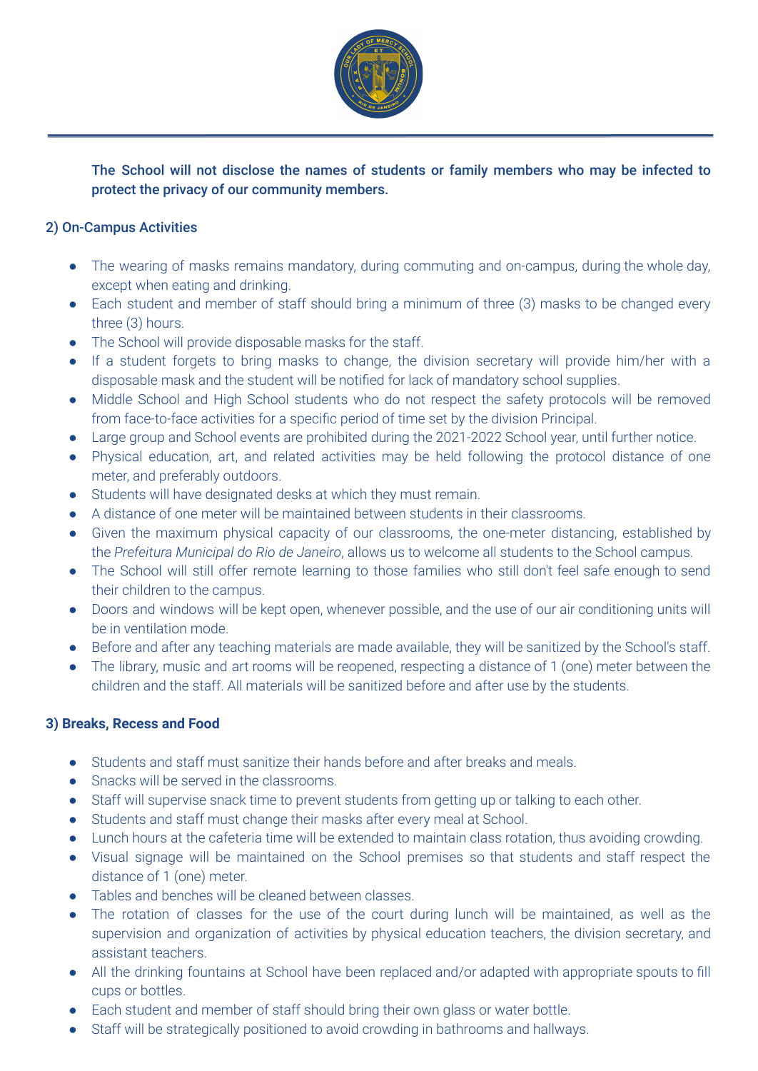**The School will not disclose the names of students or family members who may be infected to protect the privacy of our community members.**

### 2) On-Campus Activities

- The wearing of masks remains mandatory, during commuting and on-campus, during the whole day, except when eating and drinking.
- Each student and member of staff should bring a minimum of three (3) masks to be changed every three (3) hours.
- The School will provide disposable masks for the staff.
- If a student forgets to bring masks to change, the division secretary will provide him/her with a disposable mask and the student will be notified for lack of mandatory school supplies.
- Middle School and High School students who do not respect the safety protocols will be removed from face-to-face activities for a specific period of time set by the division Principal.
- Large group and School events are prohibited during the 2021-2022 School year, until further notice.
- Physical education, art, and related activities may be held following the protocol distance of one meter, and preferably outdoors.
- Students will have designated desks at which they must remain.
- A distance of one meter will be maintained between students in their classrooms.
- Given the maximum physical capacity of our classrooms, the one-meter distancing, established by the *Prefeitura Municipal do Rio de Janeiro*, allows us to welcome all students to the School campus.
- The School will still offer remote learning to those families who still don't feel safe enough to send their children to the campus.
- Doors and windows will be kept open, whenever possible, and the use of our air conditioning units will be in ventilation mode.
- Before and after any teaching materials are made available, they will be sanitized by the School's staff.
- The library, music and art rooms will be reopened, respecting a distance of 1 (one) meter between the children and the staff. All materials will be sanitized before and after use by the students.

### 3) Breaks, Recess and Food

- Students and staff must sanitize their hands before and after breaks and meals.
- Snacks will be served in the classrooms.
- Staff will supervise snack time to prevent students from getting up or talking to each other.
- Students and staff must change their masks after every meal at School.
- Lunch hours at the cafeteria time will be extended to maintain class rotation, thus avoiding crowding.
- Visual signage will be maintained on the School premises so that students and staff respect the distance of 1 (one) meter.
- Tables and benches will be cleaned between classes.
- The rotation of classes for the use of the court during lunch will be maintained, as well as the supervision and organization of activities by physical education teachers, the division secretary, and assistant teachers.
- All the drinking fountains at School have been replaced and/or adapted with appropriate spouts to fill cups or bottles.
- Each student and member of staff should bring their own glass or water bottle.
- Staff will be strategically positioned to avoid crowding in bathrooms and hallways.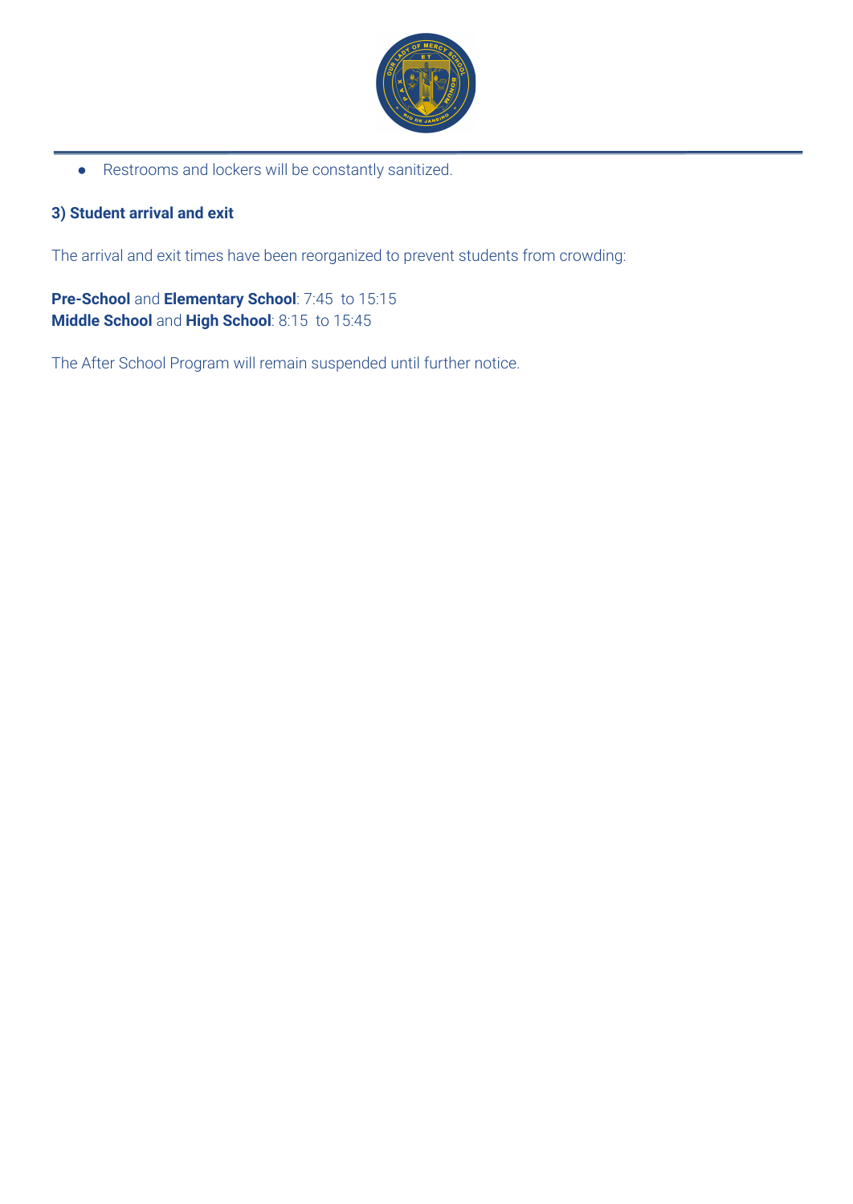- Restrooms and lockers will be constantly sanitized.

**3) Student arrival and exit**

The arrival and exit times have been reorganized to prevent students from crowding:

**Pre-School** and **Elementary School**: 7:45 to 15:15
**Middle School** and **High School**: 8:15 to 15:45

The After School Program will remain suspended until further notice.